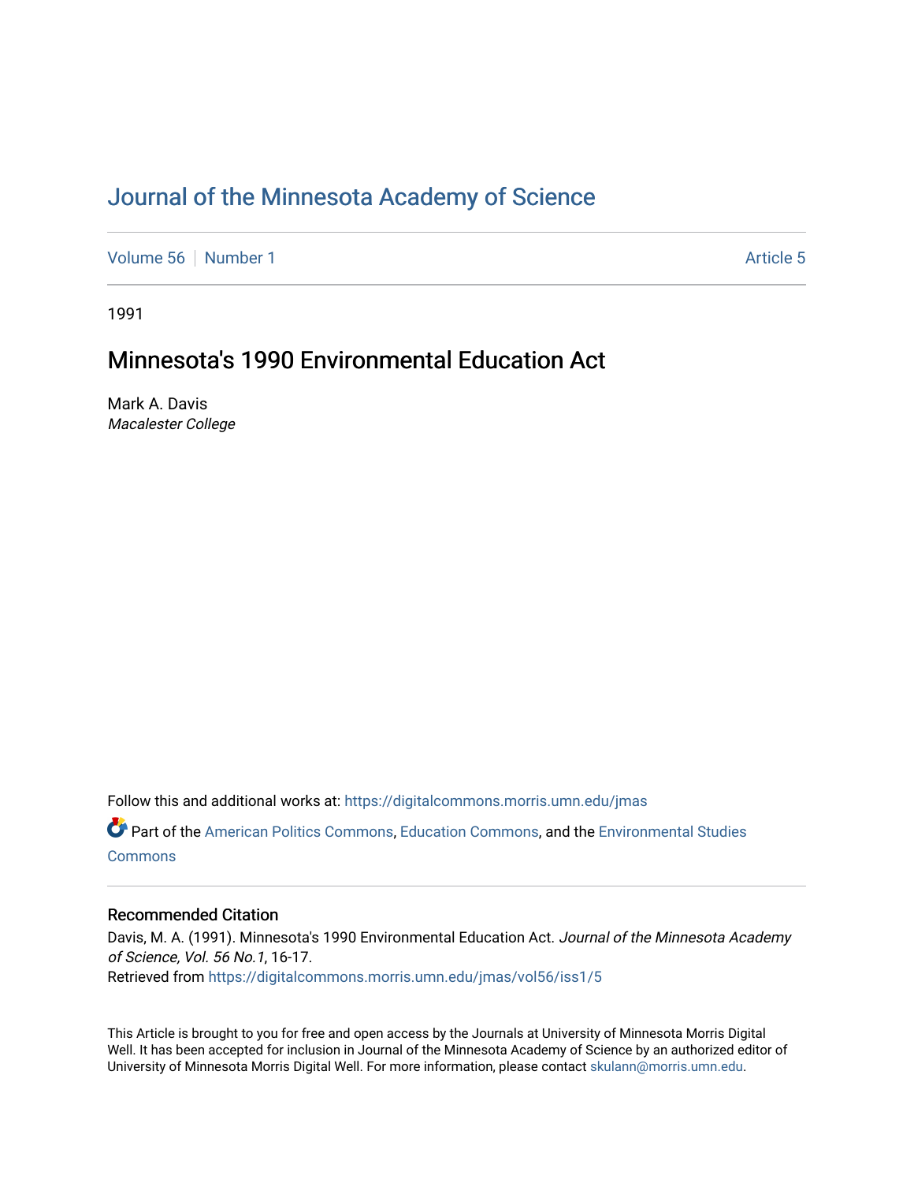# Journal of the Minnesota Academy of Science

Volume 56 | Number 1 | Article 5

1991

## Minnesota's 1990 Environmental Education Act

Mark A. Davis
*Macalester College*

Follow this and additional works at: https://digitalcommons.morris.umn.edu/jmas

Part of the American Politics Commons, Education Commons, and the Environmental Studies Commons

### Recommended Citation

Davis, M. A. (1991). Minnesota's 1990 Environmental Education Act. *Journal of the Minnesota Academy of Science, Vol. 56 No.1*, 16-17.
Retrieved from https://digitalcommons.morris.umn.edu/jmas/vol56/iss1/5

This Article is brought to you for free and open access by the Journals at University of Minnesota Morris Digital Well. It has been accepted for inclusion in Journal of the Minnesota Academy of Science by an authorized editor of University of Minnesota Morris Digital Well. For more information, please contact skulann@morris.umn.edu.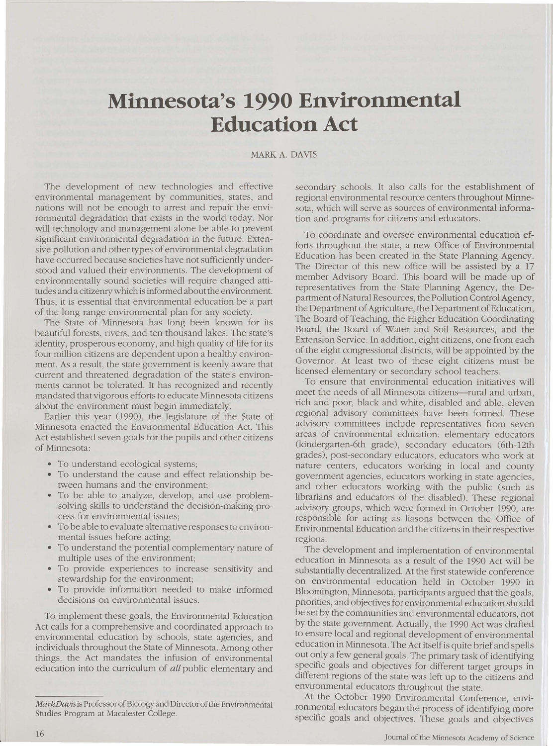# Minnesota's 1990 Environmental Education Act

MARK A. DAVIS

The development of new technologies and effective environmental management by communities, states, and nations will not be enough to arrest and repair the environmental degradation that exists in the world today. Nor will technology and management alone be able to prevent significant environmental degradation in the future. Extensive pollution and other types of environmental degradation have occurred because societies have not sufficiently understood and valued their environments. The development of environmentally sound societies will require changed attitudes and a citizenry which is informed about the environment. Thus, it is essential that environmental education be a part of the long range environmental plan for any society.

The State of Minnesota has long been known for its beautiful forests, rivers, and ten thousand lakes. The state's identity, prosperous economy, and high quality of life for its four million citizens are dependent upon a healthy environment. As a result, the state government is keenly aware that current and threatened degradation of the state's environments cannot be tolerated. It has recognized and recently mandated that vigorous efforts to educate Minnesota citizens about the environment must begin immediately.

Earlier this year (1990), the legislature of the State of Minnesota enacted the Environmental Education Act. This Act established seven goals for the pupils and other citizens of Minnesota:

- To understand ecological systems;
- To understand the cause and effect relationship between humans and the environment;
- To be able to analyze, develop, and use problem-solving skills to understand the decision-making process for environmental issues;
- To be able to evaluate alternative responses to environmental issues before acting;
- To understand the potential complementary nature of multiple uses of the environment;
- To provide experiences to increase sensitivity and stewardship for the environment;
- To provide information needed to make informed decisions on environmental issues.

To implement these goals, the Environmental Education Act calls for a comprehensive and coordinated approach to environmental education by schools, state agencies, and individuals throughout the State of Minnesota. Among other things, the Act mandates the infusion of environmental education into the curriculum of *all* public elementary and secondary schools. It also calls for the establishment of regional environmental resource centers throughout Minnesota, which will serve as sources of environmental information and programs for citizens and educators.

To coordinate and oversee environmental education efforts throughout the state, a new Office of Environmental Education has been created in the State Planning Agency. The Director of this new office will be assisted by a 17 member Advisory Board. This board will be made up of representatives from the State Planning Agency, the Department of Natural Resources, the Pollution Control Agency, the Department of Agriculture, the Department of Education, The Board of Teaching, the Higher Education Coordinating Board, the Board of Water and Soil Resources, and the Extension Service. In addition, eight citizens, one from each of the eight congressional districts, will be appointed by the Governor. At least two of these eight citizens must be licensed elementary or secondary school teachers.

To ensure that environmental education initiatives will meet the needs of all Minnesota citizens—rural and urban, rich and poor, black and white, disabled and able, eleven regional advisory committees have been formed. These advisory committees include representatives from seven areas of environmental education: elementary educators (kindergarten-6th grade), secondary educators (6th-12th grades), post-secondary educators, educators who work at nature centers, educators working in local and county government agencies, educators working in state agencies, and other educators working with the public (such as librarians and educators of the disabled). These regional advisory groups, which were formed in October 1990, are responsible for acting as liasons between the Office of Environmental Education and the citizens in their respective regions.

The development and implementation of environmental education in Minnesota as a result of the 1990 Act will be substantially decentralized. At the first statewide conference on environmental education held in October 1990 in Bloomington, Minnesota, participants argued that the goals, priorities, and objectives for environmental education should be set by the communities and environmental educators, not by the state government. Actually, the 1990 Act was drafted to ensure local and regional development of environmental education in Minnesota. The Act itself is quite brief and spells out only a few general goals. The primary task of identifying specific goals and objectives for different target groups in different regions of the state was left up to the citizens and environmental educators throughout the state.

At the October 1990 Environmental Conference, environmental educators began the process of identifying more specific goals and objectives. These goals and objectives

---

*Mark Davis* is Professor of Biology and Director of the Environmental Studies Program at Macalester College.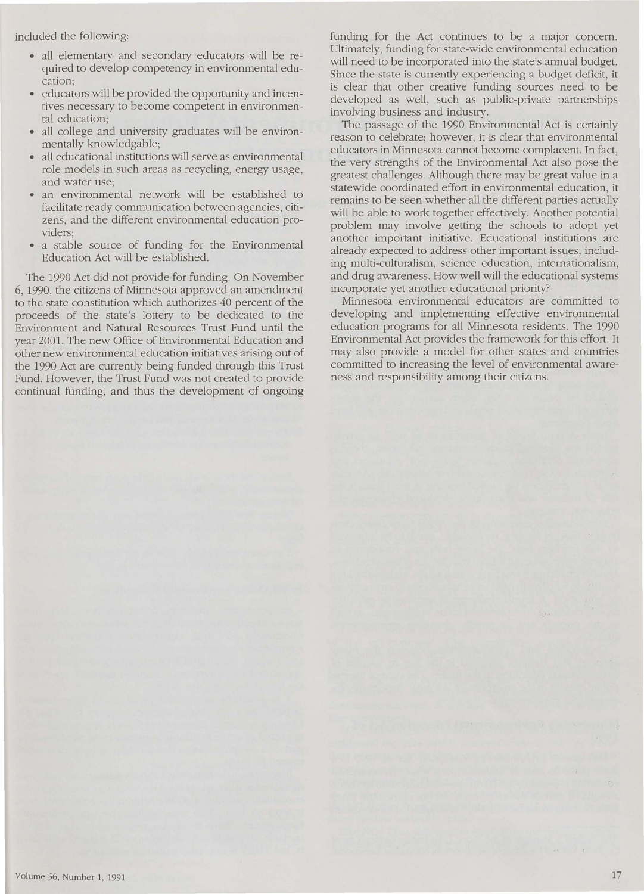included the following:

- all elementary and secondary educators will be required to develop competency in environmental education;
- educators will be provided the opportunity and incentives necessary to become competent in environmental education;
- all college and university graduates will be environmentally knowledgable;
- all educational institutions will serve as environmental role models in such areas as recycling, energy usage, and water use;
- an environmental network will be established to facilitate ready communication between agencies, citizens, and the different environmental education providers;
- a stable source of funding for the Environmental Education Act will be established.

The 1990 Act did not provide for funding. On November 6, 1990, the citizens of Minnesota approved an amendment to the state constitution which authorizes 40 percent of the proceeds of the state's lottery to be dedicated to the Environment and Natural Resources Trust Fund until the year 2001. The new Office of Environmental Education and other new environmental education initiatives arising out of the 1990 Act are currently being funded through this Trust Fund. However, the Trust Fund was not created to provide continual funding, and thus the development of ongoing funding for the Act continues to be a major concern. Ultimately, funding for state-wide environmental education will need to be incorporated into the state's annual budget. Since the state is currently experiencing a budget deficit, it is clear that other creative funding sources need to be developed as well, such as public-private partnerships involving business and industry.

The passage of the 1990 Environmental Act is certainly reason to celebrate; however, it is clear that environmental educators in Minnesota cannot become complacent. In fact, the very strengths of the Environmental Act also pose the greatest challenges. Although there may be great value in a statewide coordinated effort in environmental education, it remains to be seen whether all the different parties actually will be able to work together effectively. Another potential problem may involve getting the schools to adopt yet another important initiative. Educational institutions are already expected to address other important issues, including multi-culturalism, science education, internationalism, and drug awareness. How well will the educational systems incorporate yet another educational priority?

Minnesota environmental educators are committed to developing and implementing effective environmental education programs for all Minnesota residents. The 1990 Environmental Act provides the framework for this effort. It may also provide a model for other states and countries committed to increasing the level of environmental awareness and responsibility among their citizens.